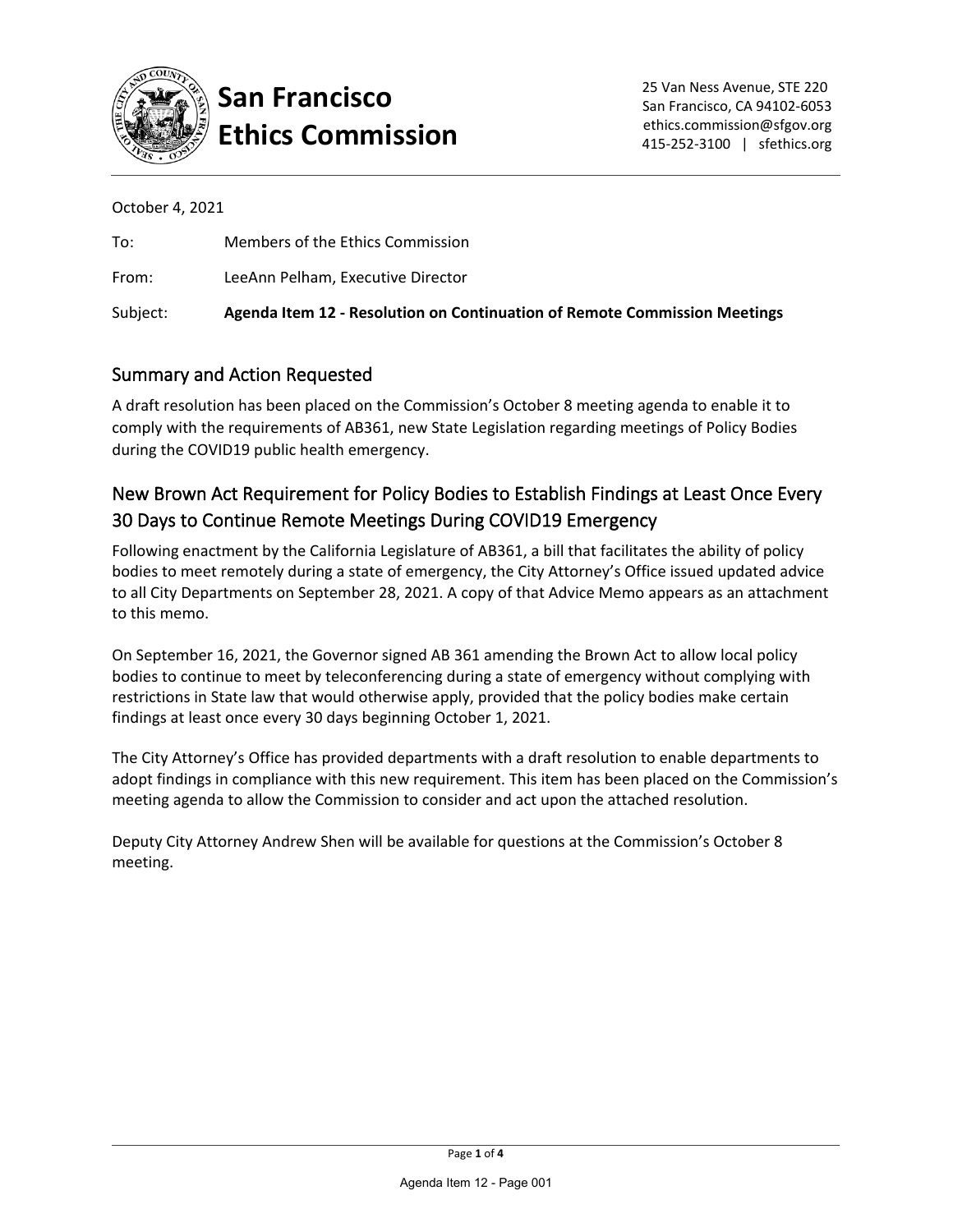# San Francisco Ethics Commission

25 Van Ness Avenue, STE 220
San Francisco, CA 94102-6053
ethics.commission@sfgov.org
415-252-3100 | sfethics.org

October 4, 2021

To: Members of the Ethics Commission

From: LeeAnn Pelham, Executive Director

Subject: **Agenda Item 12 - Resolution on Continuation of Remote Commission Meetings**

## Summary and Action Requested

A draft resolution has been placed on the Commission's October 8 meeting agenda to enable it to comply with the requirements of AB361, new State Legislation regarding meetings of Policy Bodies during the COVID19 public health emergency.

## New Brown Act Requirement for Policy Bodies to Establish Findings at Least Once Every 30 Days to Continue Remote Meetings During COVID19 Emergency

Following enactment by the California Legislature of AB361, a bill that facilitates the ability of policy bodies to meet remotely during a state of emergency, the City Attorney's Office issued updated advice to all City Departments on September 28, 2021. A copy of that Advice Memo appears as an attachment to this memo.

On September 16, 2021, the Governor signed AB 361 amending the Brown Act to allow local policy bodies to continue to meet by teleconferencing during a state of emergency without complying with restrictions in State law that would otherwise apply, provided that the policy bodies make certain findings at least once every 30 days beginning October 1, 2021.

The City Attorney's Office has provided departments with a draft resolution to enable departments to adopt findings in compliance with this new requirement. This item has been placed on the Commission's meeting agenda to allow the Commission to consider and act upon the attached resolution.

Deputy City Attorney Andrew Shen will be available for questions at the Commission's October 8 meeting.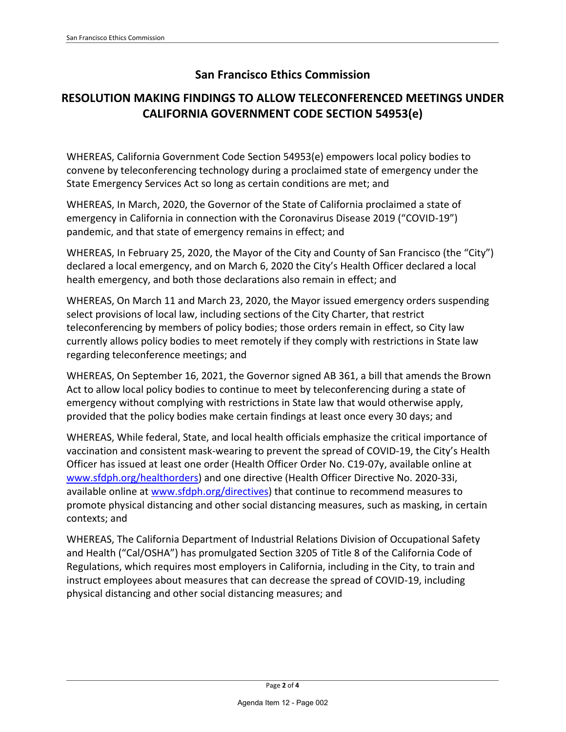## San Francisco Ethics Commission

## RESOLUTION MAKING FINDINGS TO ALLOW TELECONFERENCED MEETINGS UNDER CALIFORNIA GOVERNMENT CODE SECTION 54953(e)

WHEREAS, California Government Code Section 54953(e) empowers local policy bodies to convene by teleconferencing technology during a proclaimed state of emergency under the State Emergency Services Act so long as certain conditions are met; and

WHEREAS, In March, 2020, the Governor of the State of California proclaimed a state of emergency in California in connection with the Coronavirus Disease 2019 ("COVID-19") pandemic, and that state of emergency remains in effect; and

WHEREAS, In February 25, 2020, the Mayor of the City and County of San Francisco (the "City") declared a local emergency, and on March 6, 2020 the City's Health Officer declared a local health emergency, and both those declarations also remain in effect; and

WHEREAS, On March 11 and March 23, 2020, the Mayor issued emergency orders suspending select provisions of local law, including sections of the City Charter, that restrict teleconferencing by members of policy bodies; those orders remain in effect, so City law currently allows policy bodies to meet remotely if they comply with restrictions in State law regarding teleconference meetings; and

WHEREAS, On September 16, 2021, the Governor signed AB 361, a bill that amends the Brown Act to allow local policy bodies to continue to meet by teleconferencing during a state of emergency without complying with restrictions in State law that would otherwise apply, provided that the policy bodies make certain findings at least once every 30 days; and

WHEREAS, While federal, State, and local health officials emphasize the critical importance of vaccination and consistent mask-wearing to prevent the spread of COVID-19, the City's Health Officer has issued at least one order (Health Officer Order No. C19-07y, available online at www.sfdph.org/healthorders) and one directive (Health Officer Directive No. 2020-33i, available online at www.sfdph.org/directives) that continue to recommend measures to promote physical distancing and other social distancing measures, such as masking, in certain contexts; and

WHEREAS, The California Department of Industrial Relations Division of Occupational Safety and Health ("Cal/OSHA") has promulgated Section 3205 of Title 8 of the California Code of Regulations, which requires most employers in California, including in the City, to train and instruct employees about measures that can decrease the spread of COVID-19, including physical distancing and other social distancing measures; and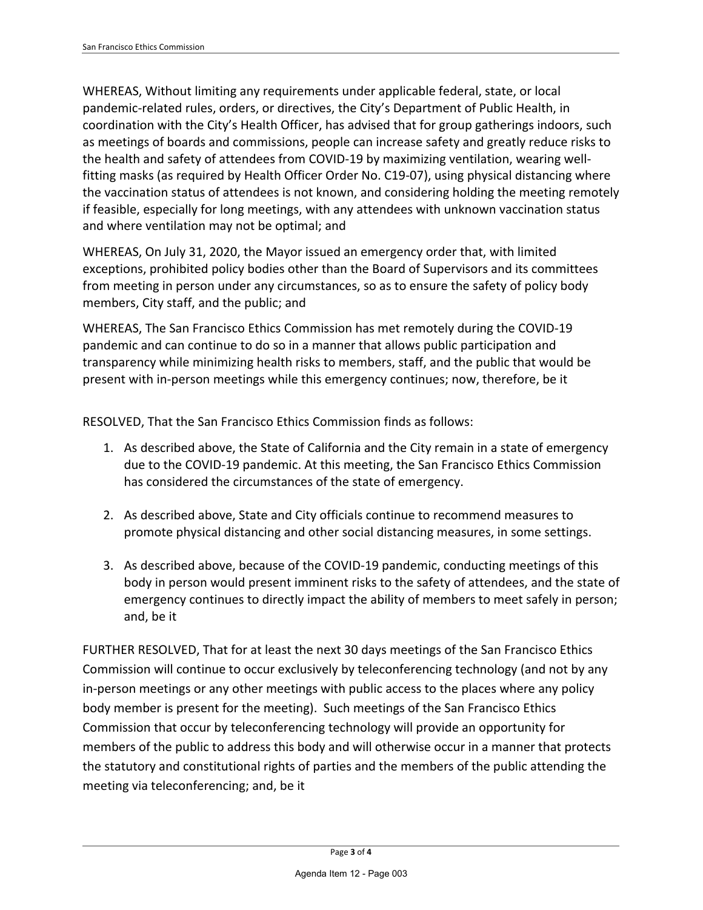WHEREAS, Without limiting any requirements under applicable federal, state, or local pandemic-related rules, orders, or directives, the City's Department of Public Health, in coordination with the City's Health Officer, has advised that for group gatherings indoors, such as meetings of boards and commissions, people can increase safety and greatly reduce risks to the health and safety of attendees from COVID-19 by maximizing ventilation, wearing well-fitting masks (as required by Health Officer Order No. C19-07), using physical distancing where the vaccination status of attendees is not known, and considering holding the meeting remotely if feasible, especially for long meetings, with any attendees with unknown vaccination status and where ventilation may not be optimal; and

WHEREAS, On July 31, 2020, the Mayor issued an emergency order that, with limited exceptions, prohibited policy bodies other than the Board of Supervisors and its committees from meeting in person under any circumstances, so as to ensure the safety of policy body members, City staff, and the public; and

WHEREAS, The San Francisco Ethics Commission has met remotely during the COVID-19 pandemic and can continue to do so in a manner that allows public participation and transparency while minimizing health risks to members, staff, and the public that would be present with in-person meetings while this emergency continues; now, therefore, be it

RESOLVED, That the San Francisco Ethics Commission finds as follows:

1. As described above, the State of California and the City remain in a state of emergency due to the COVID-19 pandemic. At this meeting, the San Francisco Ethics Commission has considered the circumstances of the state of emergency.

2. As described above, State and City officials continue to recommend measures to promote physical distancing and other social distancing measures, in some settings.

3. As described above, because of the COVID-19 pandemic, conducting meetings of this body in person would present imminent risks to the safety of attendees, and the state of emergency continues to directly impact the ability of members to meet safely in person; and, be it

FURTHER RESOLVED, That for at least the next 30 days meetings of the San Francisco Ethics Commission will continue to occur exclusively by teleconferencing technology (and not by any in-person meetings or any other meetings with public access to the places where any policy body member is present for the meeting). Such meetings of the San Francisco Ethics Commission that occur by teleconferencing technology will provide an opportunity for members of the public to address this body and will otherwise occur in a manner that protects the statutory and constitutional rights of parties and the members of the public attending the meeting via teleconferencing; and, be it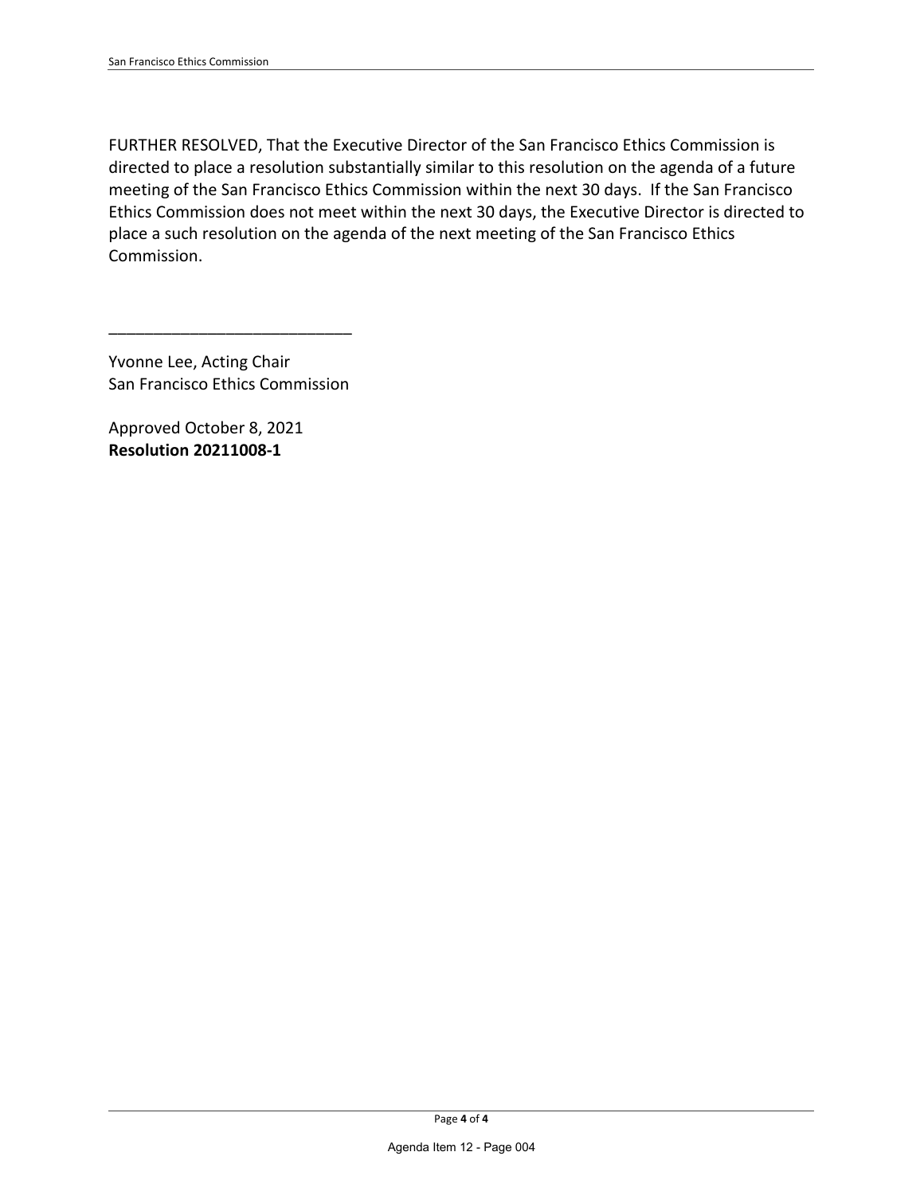FURTHER RESOLVED, That the Executive Director of the San Francisco Ethics Commission is directed to place a resolution substantially similar to this resolution on the agenda of a future meeting of the San Francisco Ethics Commission within the next 30 days. If the San Francisco Ethics Commission does not meet within the next 30 days, the Executive Director is directed to place a such resolution on the agenda of the next meeting of the San Francisco Ethics Commission.

\_\_\_\_\_\_\_\_\_\_\_\_\_\_\_\_\_\_\_\_\_\_\_\_\_\_\_\_

Yvonne Lee, Acting Chair
San Francisco Ethics Commission

Approved October 8, 2021
**Resolution 20211008-1**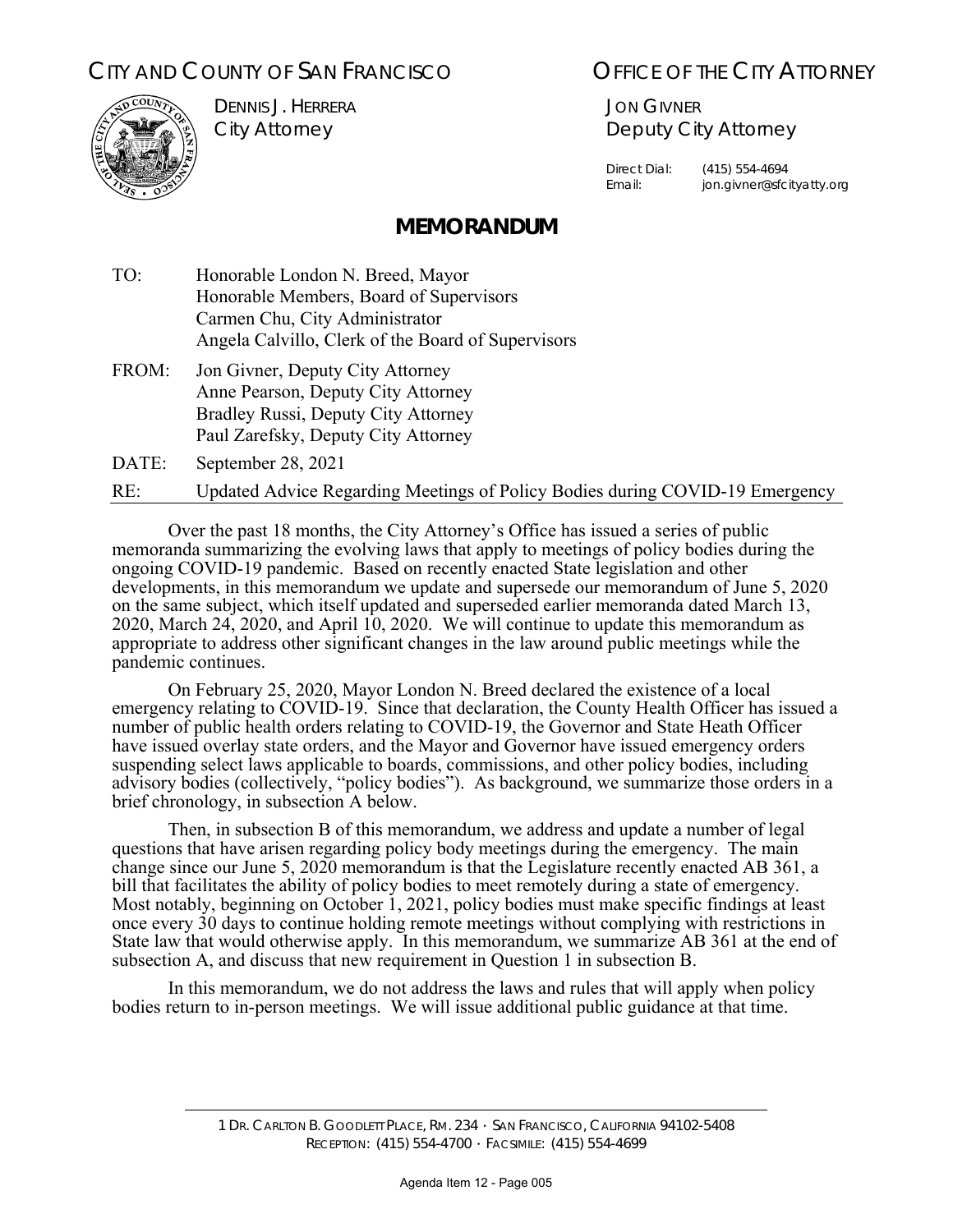CITY AND COUNTY OF SAN FRANCISCO

DENNIS J. HERRERA
City Attorney

OFFICE OF THE CITY ATTORNEY

JON GIVNER
Deputy City Attorney

Direct Dial: (415) 554-4694
Email: jon.givner@sfcityatty.org

# MEMORANDUM

TO: Honorable London N. Breed, Mayor
Honorable Members, Board of Supervisors
Carmen Chu, City Administrator
Angela Calvillo, Clerk of the Board of Supervisors

FROM: Jon Givner, Deputy City Attorney
Anne Pearson, Deputy City Attorney
Bradley Russi, Deputy City Attorney
Paul Zarefsky, Deputy City Attorney

DATE: September 28, 2021

RE: Updated Advice Regarding Meetings of Policy Bodies during COVID-19 Emergency

Over the past 18 months, the City Attorney's Office has issued a series of public memoranda summarizing the evolving laws that apply to meetings of policy bodies during the ongoing COVID-19 pandemic. Based on recently enacted State legislation and other developments, in this memorandum we update and supersede our memorandum of June 5, 2020 on the same subject, which itself updated and superseded earlier memoranda dated March 13, 2020, March 24, 2020, and April 10, 2020. We will continue to update this memorandum as appropriate to address other significant changes in the law around public meetings while the pandemic continues.

On February 25, 2020, Mayor London N. Breed declared the existence of a local emergency relating to COVID-19. Since that declaration, the County Health Officer has issued a number of public health orders relating to COVID-19, the Governor and State Heath Officer have issued overlay state orders, and the Mayor and Governor have issued emergency orders suspending select laws applicable to boards, commissions, and other policy bodies, including advisory bodies (collectively, "policy bodies"). As background, we summarize those orders in a brief chronology, in subsection A below.

Then, in subsection B of this memorandum, we address and update a number of legal questions that have arisen regarding policy body meetings during the emergency. The main change since our June 5, 2020 memorandum is that the Legislature recently enacted AB 361, a bill that facilitates the ability of policy bodies to meet remotely during a state of emergency. Most notably, beginning on October 1, 2021, policy bodies must make specific findings at least once every 30 days to continue holding remote meetings without complying with restrictions in State law that would otherwise apply. In this memorandum, we summarize AB 361 at the end of subsection A, and discuss that new requirement in Question 1 in subsection B.

In this memorandum, we do not address the laws and rules that will apply when policy bodies return to in-person meetings. We will issue additional public guidance at that time.

1 DR. CARLTON B. GOODLETT PLACE, RM. 234 · SAN FRANCISCO, CALIFORNIA 94102-5408
RECEPTION: (415) 554-4700 · FACSIMILE: (415) 554-4699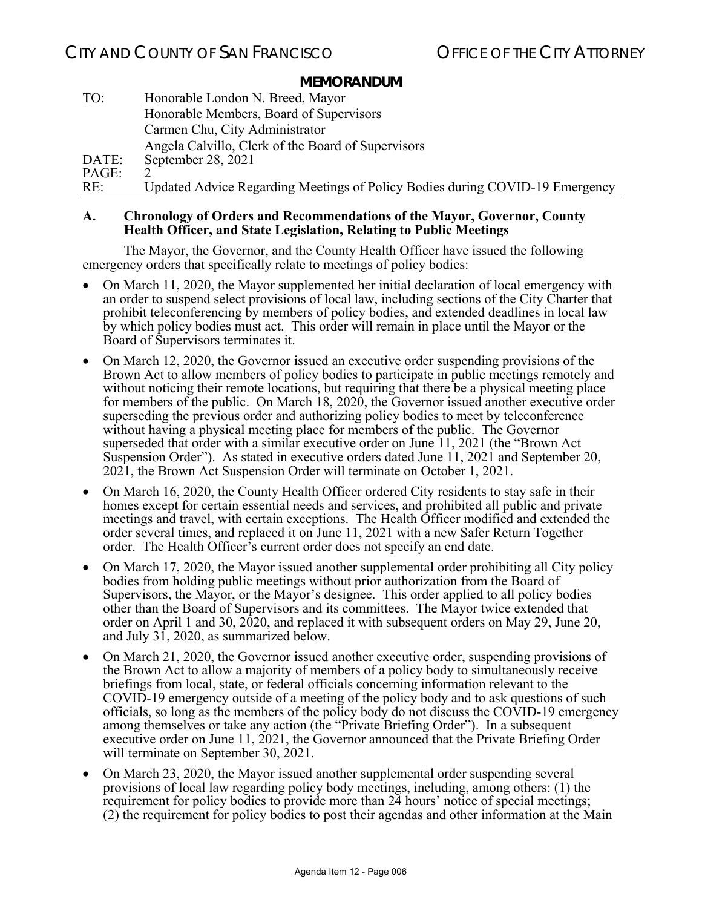CITY AND COUNTY OF SAN FRANCISCO OFFICE OF THE CITY ATTORNEY

**MEMORANDUM**

TO: Honorable London N. Breed, Mayor
Honorable Members, Board of Supervisors
Carmen Chu, City Administrator
Angela Calvillo, Clerk of the Board of Supervisors
DATE: September 28, 2021
PAGE: 2
RE: Updated Advice Regarding Meetings of Policy Bodies during COVID-19 Emergency

## A. Chronology of Orders and Recommendations of the Mayor, Governor, County Health Officer, and State Legislation, Relating to Public Meetings

The Mayor, the Governor, and the County Health Officer have issued the following emergency orders that specifically relate to meetings of policy bodies:

- On March 11, 2020, the Mayor supplemented her initial declaration of local emergency with an order to suspend select provisions of local law, including sections of the City Charter that prohibit teleconferencing by members of policy bodies, and extended deadlines in local law by which policy bodies must act. This order will remain in place until the Mayor or the Board of Supervisors terminates it.
- On March 12, 2020, the Governor issued an executive order suspending provisions of the Brown Act to allow members of policy bodies to participate in public meetings remotely and without noticing their remote locations, but requiring that there be a physical meeting place for members of the public. On March 18, 2020, the Governor issued another executive order superseding the previous order and authorizing policy bodies to meet by teleconference without having a physical meeting place for members of the public. The Governor superseded that order with a similar executive order on June 11, 2021 (the "Brown Act Suspension Order"). As stated in executive orders dated June 11, 2021 and September 20, 2021, the Brown Act Suspension Order will terminate on October 1, 2021.
- On March 16, 2020, the County Health Officer ordered City residents to stay safe in their homes except for certain essential needs and services, and prohibited all public and private meetings and travel, with certain exceptions. The Health Officer modified and extended the order several times, and replaced it on June 11, 2021 with a new Safer Return Together order. The Health Officer's current order does not specify an end date.
- On March 17, 2020, the Mayor issued another supplemental order prohibiting all City policy bodies from holding public meetings without prior authorization from the Board of Supervisors, the Mayor, or the Mayor's designee. This order applied to all policy bodies other than the Board of Supervisors and its committees. The Mayor twice extended that order on April 1 and 30, 2020, and replaced it with subsequent orders on May 29, June 20, and July 31, 2020, as summarized below.
- On March 21, 2020, the Governor issued another executive order, suspending provisions of the Brown Act to allow a majority of members of a policy body to simultaneously receive briefings from local, state, or federal officials concerning information relevant to the COVID-19 emergency outside of a meeting of the policy body and to ask questions of such officials, so long as the members of the policy body do not discuss the COVID-19 emergency among themselves or take any action (the "Private Briefing Order"). In a subsequent executive order on June 11, 2021, the Governor announced that the Private Briefing Order will terminate on September 30, 2021.
- On March 23, 2020, the Mayor issued another supplemental order suspending several provisions of local law regarding policy body meetings, including, among others: (1) the requirement for policy bodies to provide more than 24 hours' notice of special meetings; (2) the requirement for policy bodies to post their agendas and other information at the Main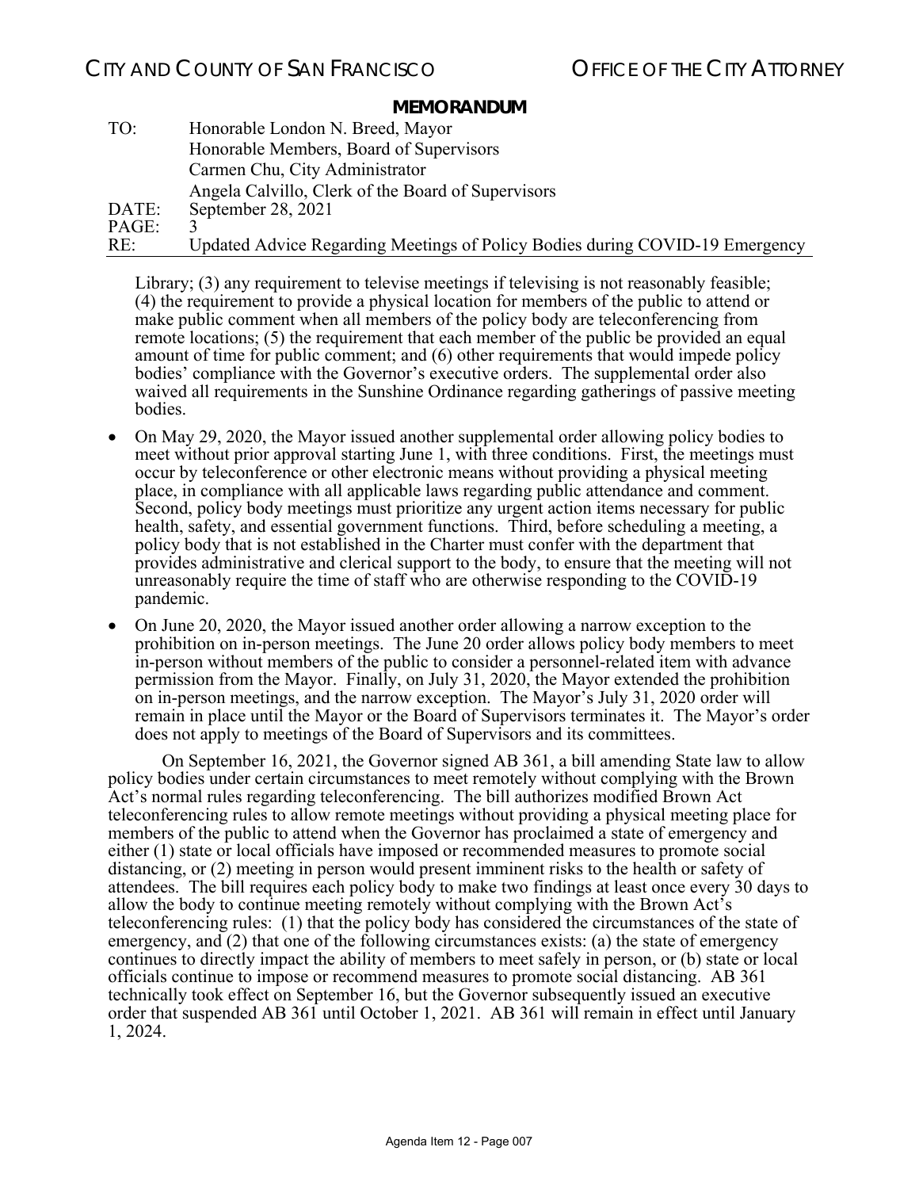Library; (3) any requirement to televise meetings if televising is not reasonably feasible; (4) the requirement to provide a physical location for members of the public to attend or make public comment when all members of the policy body are teleconferencing from remote locations; (5) the requirement that each member of the public be provided an equal amount of time for public comment; and (6) other requirements that would impede policy bodies' compliance with the Governor's executive orders. The supplemental order also waived all requirements in the Sunshine Ordinance regarding gatherings of passive meeting bodies.

- On May 29, 2020, the Mayor issued another supplemental order allowing policy bodies to meet without prior approval starting June 1, with three conditions. First, the meetings must occur by teleconference or other electronic means without providing a physical meeting place, in compliance with all applicable laws regarding public attendance and comment. Second, policy body meetings must prioritize any urgent action items necessary for public health, safety, and essential government functions. Third, before scheduling a meeting, a policy body that is not established in the Charter must confer with the department that provides administrative and clerical support to the body, to ensure that the meeting will not unreasonably require the time of staff who are otherwise responding to the COVID-19 pandemic.
- On June 20, 2020, the Mayor issued another order allowing a narrow exception to the prohibition on in-person meetings. The June 20 order allows policy body members to meet in-person without members of the public to consider a personnel-related item with advance permission from the Mayor. Finally, on July 31, 2020, the Mayor extended the prohibition on in-person meetings, and the narrow exception. The Mayor's July 31, 2020 order will remain in place until the Mayor or the Board of Supervisors terminates it. The Mayor's order does not apply to meetings of the Board of Supervisors and its committees.

On September 16, 2021, the Governor signed AB 361, a bill amending State law to allow policy bodies under certain circumstances to meet remotely without complying with the Brown Act's normal rules regarding teleconferencing. The bill authorizes modified Brown Act teleconferencing rules to allow remote meetings without providing a physical meeting place for members of the public to attend when the Governor has proclaimed a state of emergency and either (1) state or local officials have imposed or recommended measures to promote social distancing, or (2) meeting in person would present imminent risks to the health or safety of attendees. The bill requires each policy body to make two findings at least once every 30 days to allow the body to continue meeting remotely without complying with the Brown Act's teleconferencing rules: (1) that the policy body has considered the circumstances of the state of emergency, and (2) that one of the following circumstances exists: (a) the state of emergency continues to directly impact the ability of members to meet safely in person, or (b) state or local officials continue to impose or recommend measures to promote social distancing. AB 361 technically took effect on September 16, but the Governor subsequently issued an executive order that suspended AB 361 until October 1, 2021. AB 361 will remain in effect until January 1, 2024.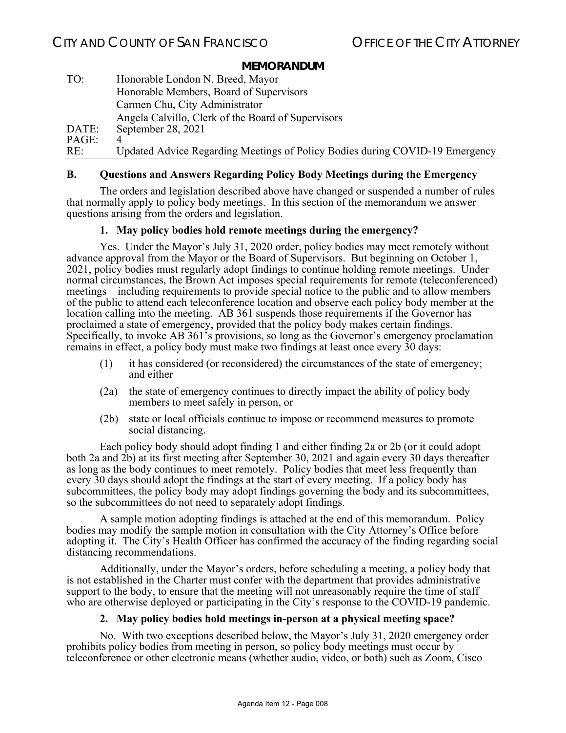## B. Questions and Answers Regarding Policy Body Meetings during the Emergency

The orders and legislation described above have changed or suspended a number of rules that normally apply to policy body meetings. In this section of the memorandum we answer questions arising from the orders and legislation.

### 1. May policy bodies hold remote meetings during the emergency?

Yes. Under the Mayor's July 31, 2020 order, policy bodies may meet remotely without advance approval from the Mayor or the Board of Supervisors. But beginning on October 1, 2021, policy bodies must regularly adopt findings to continue holding remote meetings. Under normal circumstances, the Brown Act imposes special requirements for remote (teleconferenced) meetings—including requirements to provide special notice to the public and to allow members of the public to attend each teleconference location and observe each policy body member at the location calling into the meeting. AB 361 suspends those requirements if the Governor has proclaimed a state of emergency, provided that the policy body makes certain findings. Specifically, to invoke AB 361's provisions, so long as the Governor's emergency proclamation remains in effect, a policy body must make two findings at least once every 30 days:

(1) it has considered (or reconsidered) the circumstances of the state of emergency; and either

(2a) the state of emergency continues to directly impact the ability of policy body members to meet safely in person, or

(2b) state or local officials continue to impose or recommend measures to promote social distancing.

Each policy body should adopt finding 1 and either finding 2a or 2b (or it could adopt both 2a and 2b) at its first meeting after September 30, 2021 and again every 30 days thereafter as long as the body continues to meet remotely. Policy bodies that meet less frequently than every 30 days should adopt the findings at the start of every meeting. If a policy body has subcommittees, the policy body may adopt findings governing the body and its subcommittees, so the subcommittees do not need to separately adopt findings.

A sample motion adopting findings is attached at the end of this memorandum. Policy bodies may modify the sample motion in consultation with the City Attorney's Office before adopting it. The City's Health Officer has confirmed the accuracy of the finding regarding social distancing recommendations.

Additionally, under the Mayor's orders, before scheduling a meeting, a policy body that is not established in the Charter must confer with the department that provides administrative support to the body, to ensure that the meeting will not unreasonably require the time of staff who are otherwise deployed or participating in the City's response to the COVID-19 pandemic.

### 2. May policy bodies hold meetings in-person at a physical meeting space?

No. With two exceptions described below, the Mayor's July 31, 2020 emergency order prohibits policy bodies from meeting in person, so policy body meetings must occur by teleconference or other electronic means (whether audio, video, or both) such as Zoom, Cisco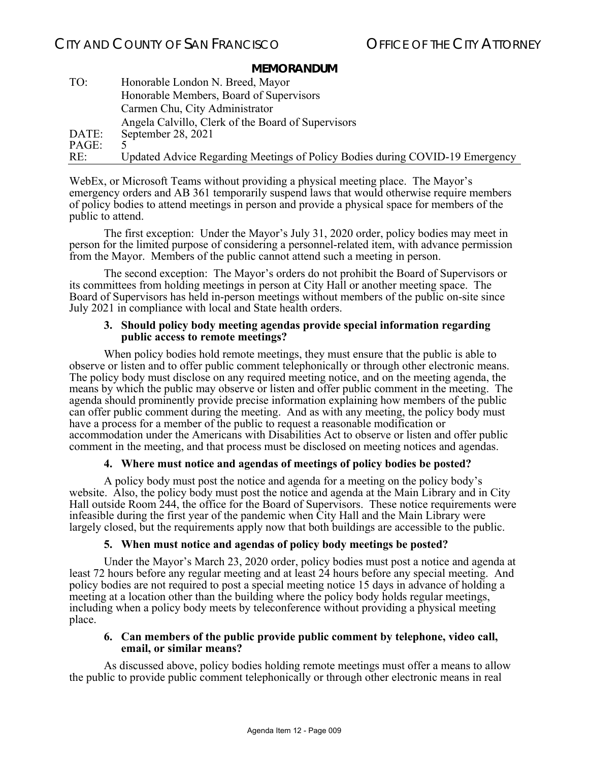WebEx, or Microsoft Teams without providing a physical meeting place. The Mayor's emergency orders and AB 361 temporarily suspend laws that would otherwise require members of policy bodies to attend meetings in person and provide a physical space for members of the public to attend.

The first exception: Under the Mayor's July 31, 2020 order, policy bodies may meet in person for the limited purpose of considering a personnel-related item, with advance permission from the Mayor. Members of the public cannot attend such a meeting in person.

The second exception: The Mayor's orders do not prohibit the Board of Supervisors or its committees from holding meetings in person at City Hall or another meeting space. The Board of Supervisors has held in-person meetings without members of the public on-site since July 2021 in compliance with local and State health orders.

**3. Should policy body meeting agendas provide special information regarding public access to remote meetings?**

When policy bodies hold remote meetings, they must ensure that the public is able to observe or listen and to offer public comment telephonically or through other electronic means. The policy body must disclose on any required meeting notice, and on the meeting agenda, the means by which the public may observe or listen and offer public comment in the meeting. The agenda should prominently provide precise information explaining how members of the public can offer public comment during the meeting. And as with any meeting, the policy body must have a process for a member of the public to request a reasonable modification or accommodation under the Americans with Disabilities Act to observe or listen and offer public comment in the meeting, and that process must be disclosed on meeting notices and agendas.

**4. Where must notice and agendas of meetings of policy bodies be posted?**

A policy body must post the notice and agenda for a meeting on the policy body's website. Also, the policy body must post the notice and agenda at the Main Library and in City Hall outside Room 244, the office for the Board of Supervisors. These notice requirements were infeasible during the first year of the pandemic when City Hall and the Main Library were largely closed, but the requirements apply now that both buildings are accessible to the public.

**5. When must notice and agendas of policy body meetings be posted?**

Under the Mayor's March 23, 2020 order, policy bodies must post a notice and agenda at least 72 hours before any regular meeting and at least 24 hours before any special meeting. And policy bodies are not required to post a special meeting notice 15 days in advance of holding a meeting at a location other than the building where the policy body holds regular meetings, including when a policy body meets by teleconference without providing a physical meeting place.

**6. Can members of the public provide public comment by telephone, video call, email, or similar means?**

As discussed above, policy bodies holding remote meetings must offer a means to allow the public to provide public comment telephonically or through other electronic means in real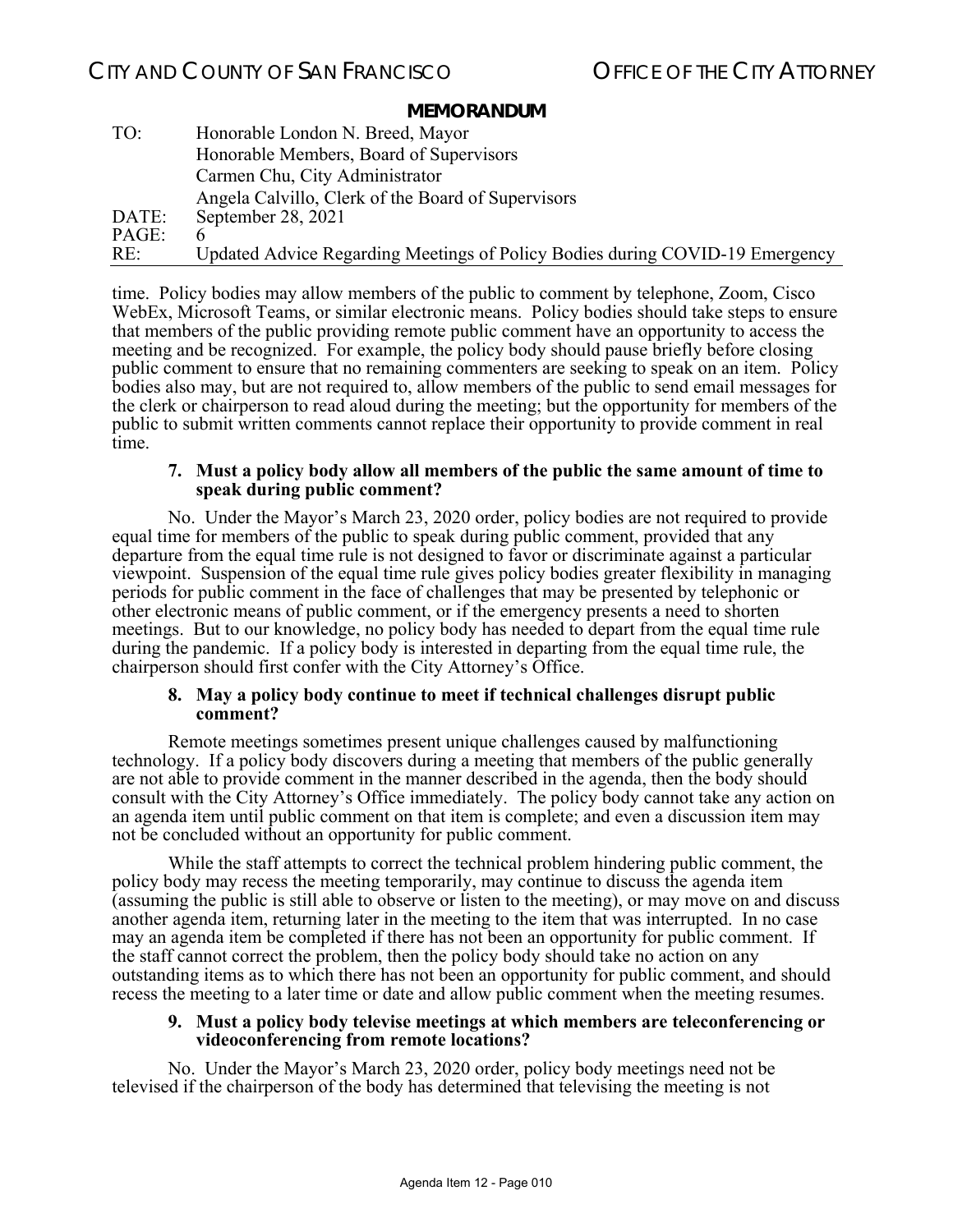time. Policy bodies may allow members of the public to comment by telephone, Zoom, Cisco WebEx, Microsoft Teams, or similar electronic means. Policy bodies should take steps to ensure that members of the public providing remote public comment have an opportunity to access the meeting and be recognized. For example, the policy body should pause briefly before closing public comment to ensure that no remaining commenters are seeking to speak on an item. Policy bodies also may, but are not required to, allow members of the public to send email messages for the clerk or chairperson to read aloud during the meeting; but the opportunity for members of the public to submit written comments cannot replace their opportunity to provide comment in real time.

**7. Must a policy body allow all members of the public the same amount of time to speak during public comment?**

No. Under the Mayor's March 23, 2020 order, policy bodies are not required to provide equal time for members of the public to speak during public comment, provided that any departure from the equal time rule is not designed to favor or discriminate against a particular viewpoint. Suspension of the equal time rule gives policy bodies greater flexibility in managing periods for public comment in the face of challenges that may be presented by telephonic or other electronic means of public comment, or if the emergency presents a need to shorten meetings. But to our knowledge, no policy body has needed to depart from the equal time rule during the pandemic. If a policy body is interested in departing from the equal time rule, the chairperson should first confer with the City Attorney's Office.

**8. May a policy body continue to meet if technical challenges disrupt public comment?**

Remote meetings sometimes present unique challenges caused by malfunctioning technology. If a policy body discovers during a meeting that members of the public generally are not able to provide comment in the manner described in the agenda, then the body should consult with the City Attorney's Office immediately. The policy body cannot take any action on an agenda item until public comment on that item is complete; and even a discussion item may not be concluded without an opportunity for public comment.

While the staff attempts to correct the technical problem hindering public comment, the policy body may recess the meeting temporarily, may continue to discuss the agenda item (assuming the public is still able to observe or listen to the meeting), or may move on and discuss another agenda item, returning later in the meeting to the item that was interrupted. In no case may an agenda item be completed if there has not been an opportunity for public comment. If the staff cannot correct the problem, then the policy body should take no action on any outstanding items as to which there has not been an opportunity for public comment, and should recess the meeting to a later time or date and allow public comment when the meeting resumes.

**9. Must a policy body televise meetings at which members are teleconferencing or videoconferencing from remote locations?**

No. Under the Mayor's March 23, 2020 order, policy body meetings need not be televised if the chairperson of the body has determined that televising the meeting is not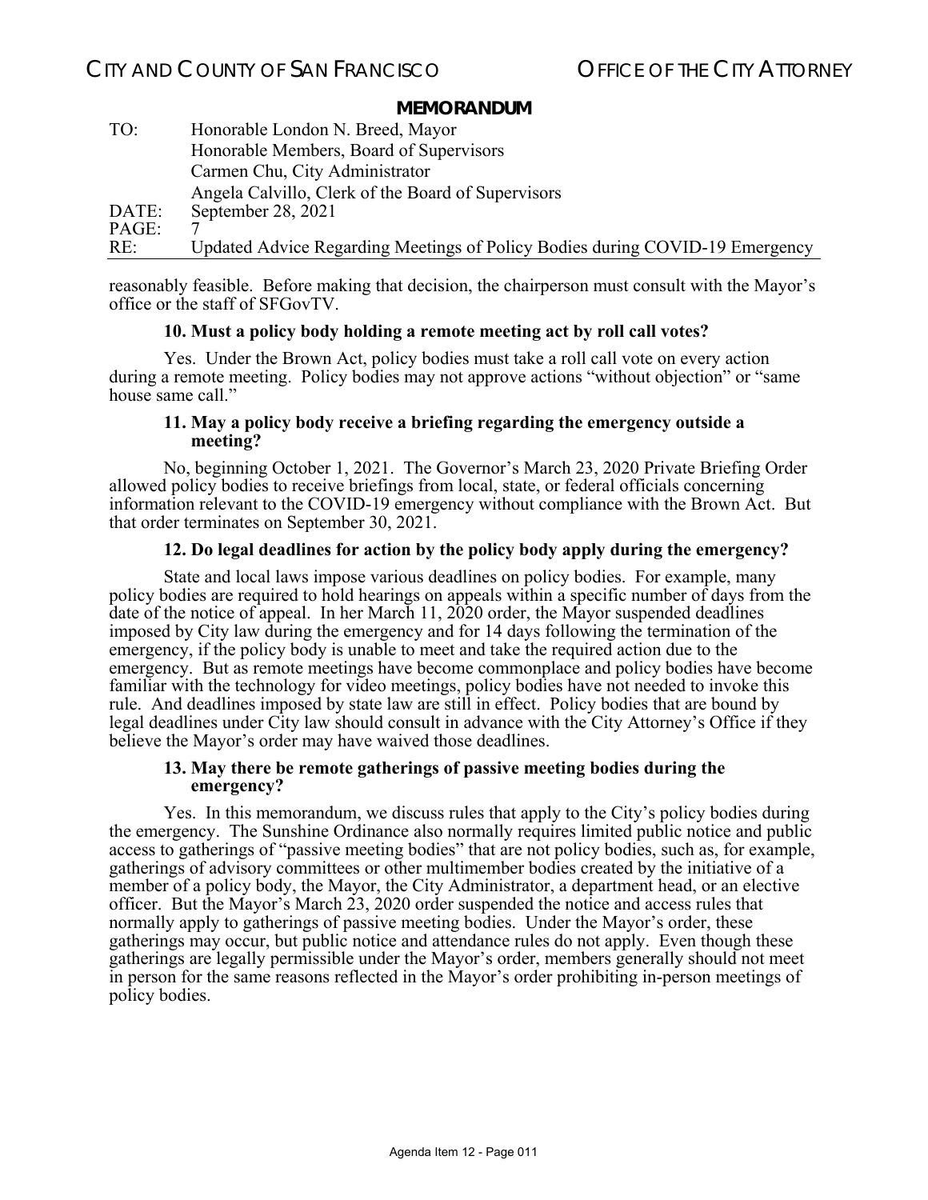reasonably feasible. Before making that decision, the chairperson must consult with the Mayor's office or the staff of SFGovTV.

**10. Must a policy body holding a remote meeting act by roll call votes?**

Yes. Under the Brown Act, policy bodies must take a roll call vote on every action during a remote meeting. Policy bodies may not approve actions "without objection" or "same house same call."

**11. May a policy body receive a briefing regarding the emergency outside a meeting?**

No, beginning October 1, 2021. The Governor's March 23, 2020 Private Briefing Order allowed policy bodies to receive briefings from local, state, or federal officials concerning information relevant to the COVID-19 emergency without compliance with the Brown Act. But that order terminates on September 30, 2021.

**12. Do legal deadlines for action by the policy body apply during the emergency?**

State and local laws impose various deadlines on policy bodies. For example, many policy bodies are required to hold hearings on appeals within a specific number of days from the date of the notice of appeal. In her March 11, 2020 order, the Mayor suspended deadlines imposed by City law during the emergency and for 14 days following the termination of the emergency, if the policy body is unable to meet and take the required action due to the emergency. But as remote meetings have become commonplace and policy bodies have become familiar with the technology for video meetings, policy bodies have not needed to invoke this rule. And deadlines imposed by state law are still in effect. Policy bodies that are bound by legal deadlines under City law should consult in advance with the City Attorney's Office if they believe the Mayor's order may have waived those deadlines.

**13. May there be remote gatherings of passive meeting bodies during the emergency?**

Yes. In this memorandum, we discuss rules that apply to the City's policy bodies during the emergency. The Sunshine Ordinance also normally requires limited public notice and public access to gatherings of "passive meeting bodies" that are not policy bodies, such as, for example, gatherings of advisory committees or other multimember bodies created by the initiative of a member of a policy body, the Mayor, the City Administrator, a department head, or an elective officer. But the Mayor's March 23, 2020 order suspended the notice and access rules that normally apply to gatherings of passive meeting bodies. Under the Mayor's order, these gatherings may occur, but public notice and attendance rules do not apply. Even though these gatherings are legally permissible under the Mayor's order, members generally should not meet in person for the same reasons reflected in the Mayor's order prohibiting in-person meetings of policy bodies.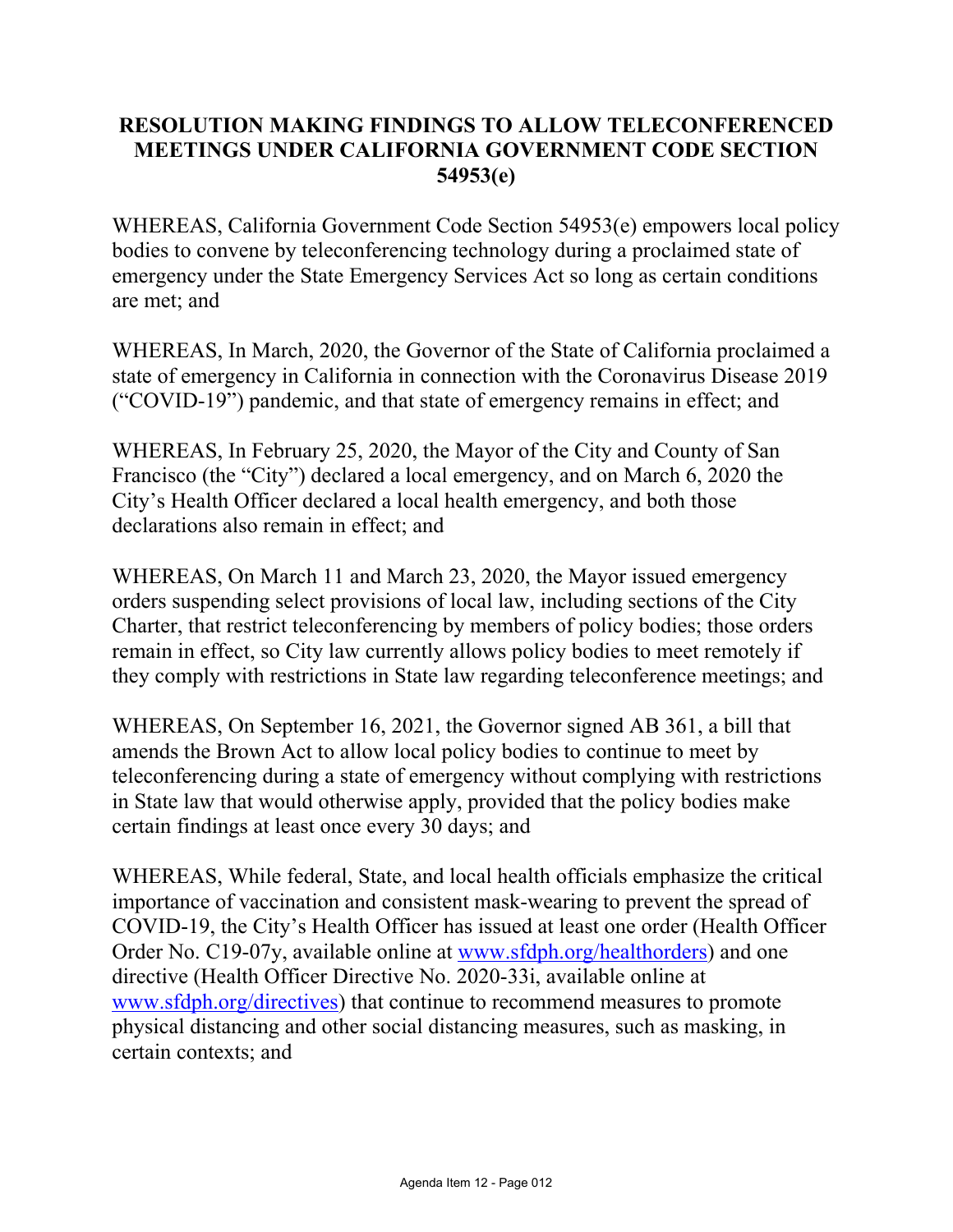# RESOLUTION MAKING FINDINGS TO ALLOW TELECONFERENCED MEETINGS UNDER CALIFORNIA GOVERNMENT CODE SECTION 54953(e)

WHEREAS, California Government Code Section 54953(e) empowers local policy bodies to convene by teleconferencing technology during a proclaimed state of emergency under the State Emergency Services Act so long as certain conditions are met; and

WHEREAS, In March, 2020, the Governor of the State of California proclaimed a state of emergency in California in connection with the Coronavirus Disease 2019 ("COVID-19") pandemic, and that state of emergency remains in effect; and

WHEREAS, In February 25, 2020, the Mayor of the City and County of San Francisco (the "City") declared a local emergency, and on March 6, 2020 the City's Health Officer declared a local health emergency, and both those declarations also remain in effect; and

WHEREAS, On March 11 and March 23, 2020, the Mayor issued emergency orders suspending select provisions of local law, including sections of the City Charter, that restrict teleconferencing by members of policy bodies; those orders remain in effect, so City law currently allows policy bodies to meet remotely if they comply with restrictions in State law regarding teleconference meetings; and

WHEREAS, On September 16, 2021, the Governor signed AB 361, a bill that amends the Brown Act to allow local policy bodies to continue to meet by teleconferencing during a state of emergency without complying with restrictions in State law that would otherwise apply, provided that the policy bodies make certain findings at least once every 30 days; and

WHEREAS, While federal, State, and local health officials emphasize the critical importance of vaccination and consistent mask-wearing to prevent the spread of COVID-19, the City's Health Officer has issued at least one order (Health Officer Order No. C19-07y, available online at [www.sfdph.org/healthorders](www.sfdph.org/healthorders)) and one directive (Health Officer Directive No. 2020-33i, available online at [www.sfdph.org/directives](www.sfdph.org/directives)) that continue to recommend measures to promote physical distancing and other social distancing measures, such as masking, in certain contexts; and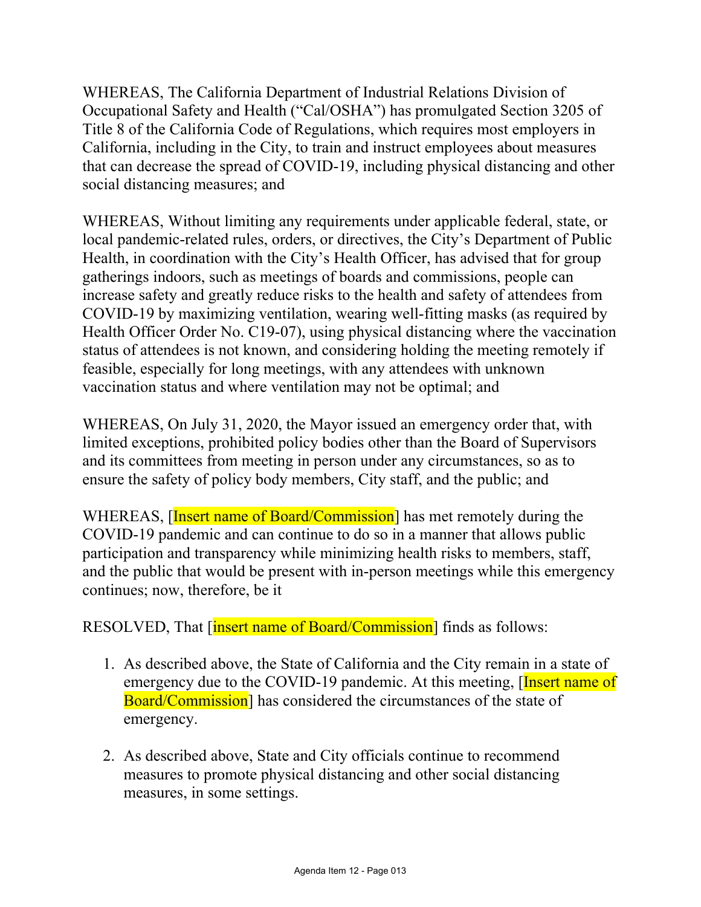WHEREAS, The California Department of Industrial Relations Division of Occupational Safety and Health ("Cal/OSHA") has promulgated Section 3205 of Title 8 of the California Code of Regulations, which requires most employers in California, including in the City, to train and instruct employees about measures that can decrease the spread of COVID-19, including physical distancing and other social distancing measures; and

WHEREAS, Without limiting any requirements under applicable federal, state, or local pandemic-related rules, orders, or directives, the City's Department of Public Health, in coordination with the City's Health Officer, has advised that for group gatherings indoors, such as meetings of boards and commissions, people can increase safety and greatly reduce risks to the health and safety of attendees from COVID-19 by maximizing ventilation, wearing well-fitting masks (as required by Health Officer Order No. C19-07), using physical distancing where the vaccination status of attendees is not known, and considering holding the meeting remotely if feasible, especially for long meetings, with any attendees with unknown vaccination status and where ventilation may not be optimal; and

WHEREAS, On July 31, 2020, the Mayor issued an emergency order that, with limited exceptions, prohibited policy bodies other than the Board of Supervisors and its committees from meeting in person under any circumstances, so as to ensure the safety of policy body members, City staff, and the public; and

WHEREAS, [Insert name of Board/Commission] has met remotely during the COVID-19 pandemic and can continue to do so in a manner that allows public participation and transparency while minimizing health risks to members, staff, and the public that would be present with in-person meetings while this emergency continues; now, therefore, be it

RESOLVED, That [insert name of Board/Commission] finds as follows:

1. As described above, the State of California and the City remain in a state of emergency due to the COVID-19 pandemic. At this meeting, [Insert name of Board/Commission] has considered the circumstances of the state of emergency.

2. As described above, State and City officials continue to recommend measures to promote physical distancing and other social distancing measures, in some settings.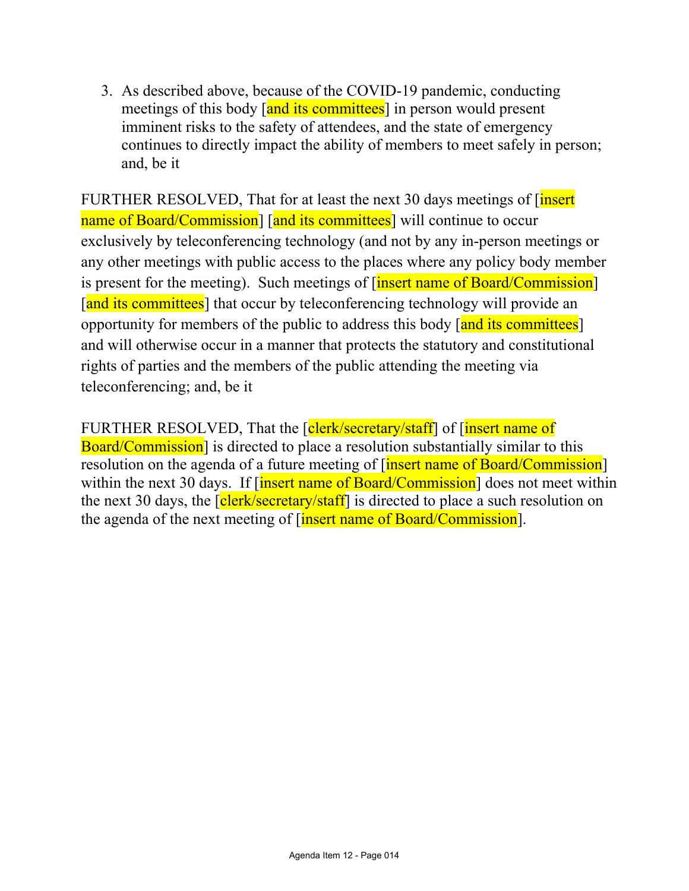3. As described above, because of the COVID-19 pandemic, conducting meetings of this body [and its committees] in person would present imminent risks to the safety of attendees, and the state of emergency continues to directly impact the ability of members to meet safely in person; and, be it

FURTHER RESOLVED, That for at least the next 30 days meetings of [insert name of Board/Commission] [and its committees] will continue to occur exclusively by teleconferencing technology (and not by any in-person meetings or any other meetings with public access to the places where any policy body member is present for the meeting). Such meetings of [insert name of Board/Commission] [and its committees] that occur by teleconferencing technology will provide an opportunity for members of the public to address this body [and its committees] and will otherwise occur in a manner that protects the statutory and constitutional rights of parties and the members of the public attending the meeting via teleconferencing; and, be it

FURTHER RESOLVED, That the [clerk/secretary/staff] of [insert name of Board/Commission] is directed to place a resolution substantially similar to this resolution on the agenda of a future meeting of [insert name of Board/Commission] within the next 30 days. If [insert name of Board/Commission] does not meet within the next 30 days, the [clerk/secretary/staff] is directed to place a such resolution on the agenda of the next meeting of [insert name of Board/Commission].